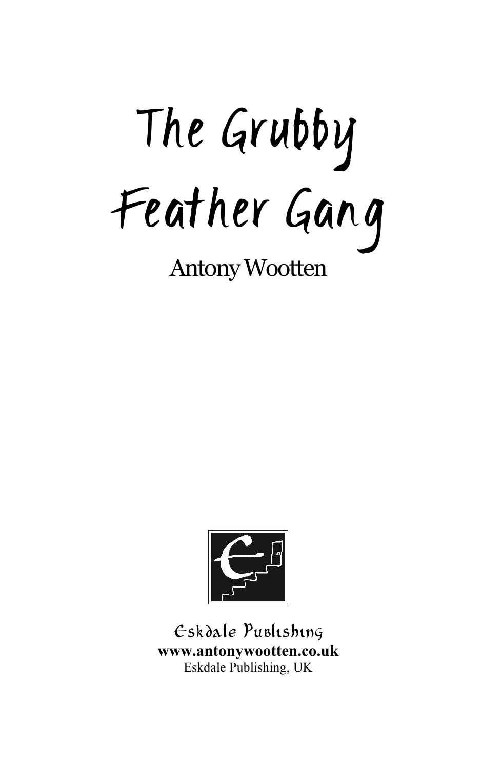# The Grubby Feather Gang

## Antony Wootten

Eskdale Publishing

**www.antonywootten.co.uk**

Eskdale Publishing, UK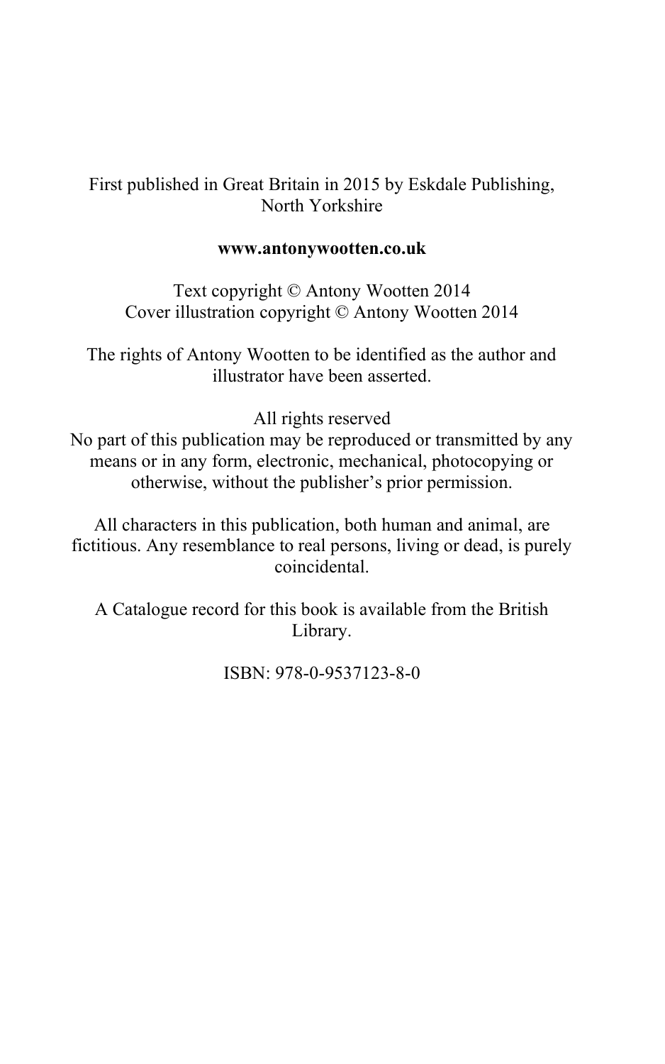First published in Great Britain in 2015 by Eskdale Publishing, North Yorkshire

**www.antonywootten.co.uk**

Text copyright © Antony Wootten 2014
Cover illustration copyright © Antony Wootten 2014

The rights of Antony Wootten to be identified as the author and illustrator have been asserted.

All rights reserved
No part of this publication may be reproduced or transmitted by any means or in any form, electronic, mechanical, photocopying or otherwise, without the publisher's prior permission.

All characters in this publication, both human and animal, are fictitious. Any resemblance to real persons, living or dead, is purely coincidental.

A Catalogue record for this book is available from the British Library.

ISBN: 978-0-9537123-8-0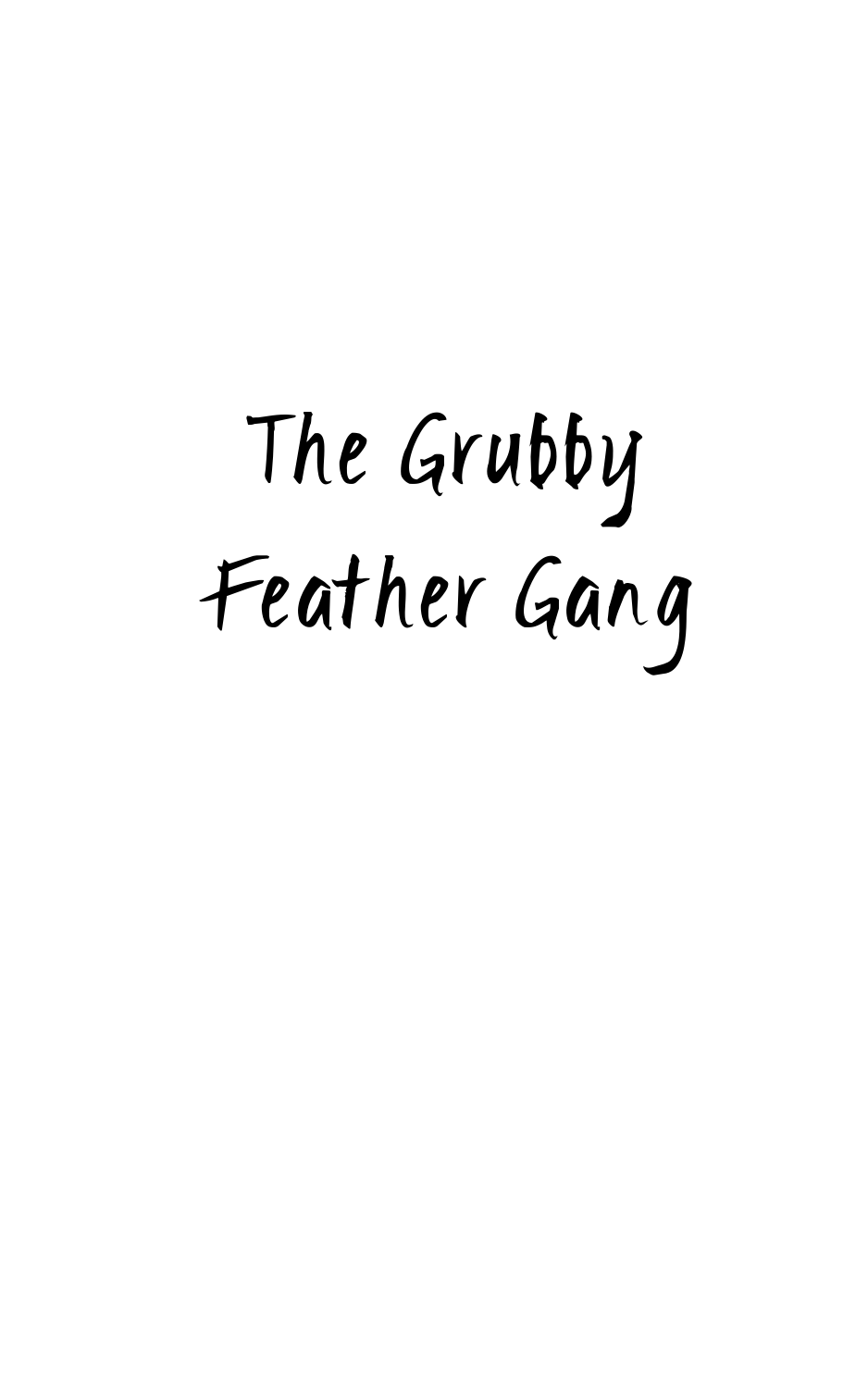# The Grubby Feather Gang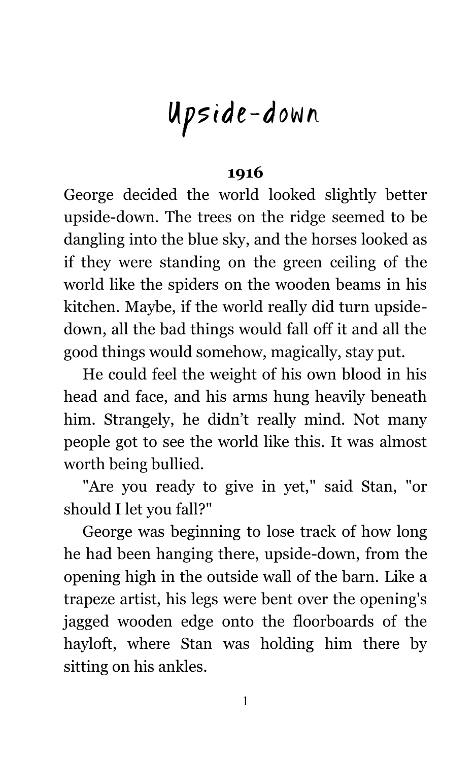# Upside-down

**1916**

George decided the world looked slightly better upside-down. The trees on the ridge seemed to be dangling into the blue sky, and the horses looked as if they were standing on the green ceiling of the world like the spiders on the wooden beams in his kitchen. Maybe, if the world really did turn upside-down, all the bad things would fall off it and all the good things would somehow, magically, stay put.

He could feel the weight of his own blood in his head and face, and his arms hung heavily beneath him. Strangely, he didn't really mind. Not many people got to see the world like this. It was almost worth being bullied.

"Are you ready to give in yet," said Stan, "or should I let you fall?"

George was beginning to lose track of how long he had been hanging there, upside-down, from the opening high in the outside wall of the barn. Like a trapeze artist, his legs were bent over the opening's jagged wooden edge onto the floorboards of the hayloft, where Stan was holding him there by sitting on his ankles.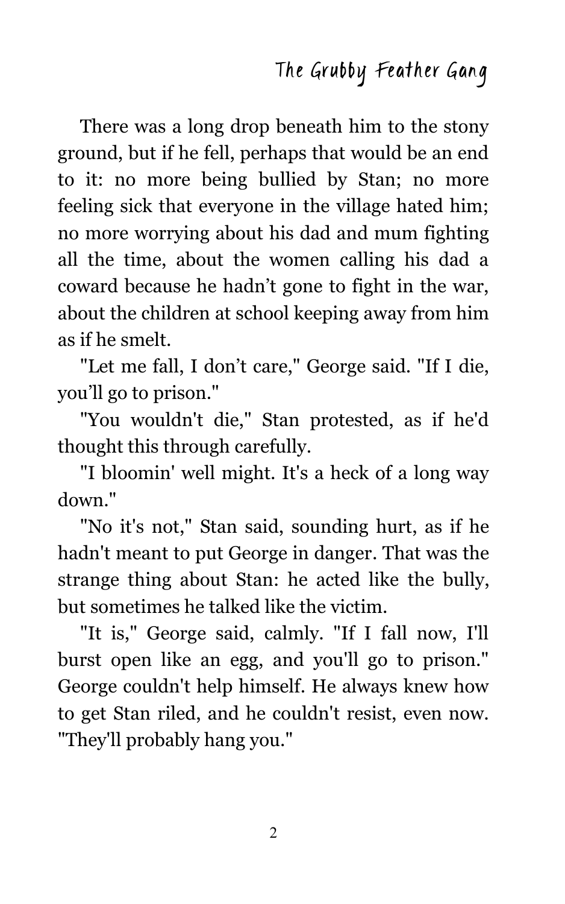There was a long drop beneath him to the stony ground, but if he fell, perhaps that would be an end to it: no more being bullied by Stan; no more feeling sick that everyone in the village hated him; no more worrying about his dad and mum fighting all the time, about the women calling his dad a coward because he hadn't gone to fight in the war, about the children at school keeping away from him as if he smelt.

"Let me fall, I don't care," George said. "If I die, you'll go to prison."

"You wouldn't die," Stan protested, as if he'd thought this through carefully.

"I bloomin' well might. It's a heck of a long way down."

"No it's not," Stan said, sounding hurt, as if he hadn't meant to put George in danger. That was the strange thing about Stan: he acted like the bully, but sometimes he talked like the victim.

"It is," George said, calmly. "If I fall now, I'll burst open like an egg, and you'll go to prison." George couldn't help himself. He always knew how to get Stan riled, and he couldn't resist, even now. "They'll probably hang you."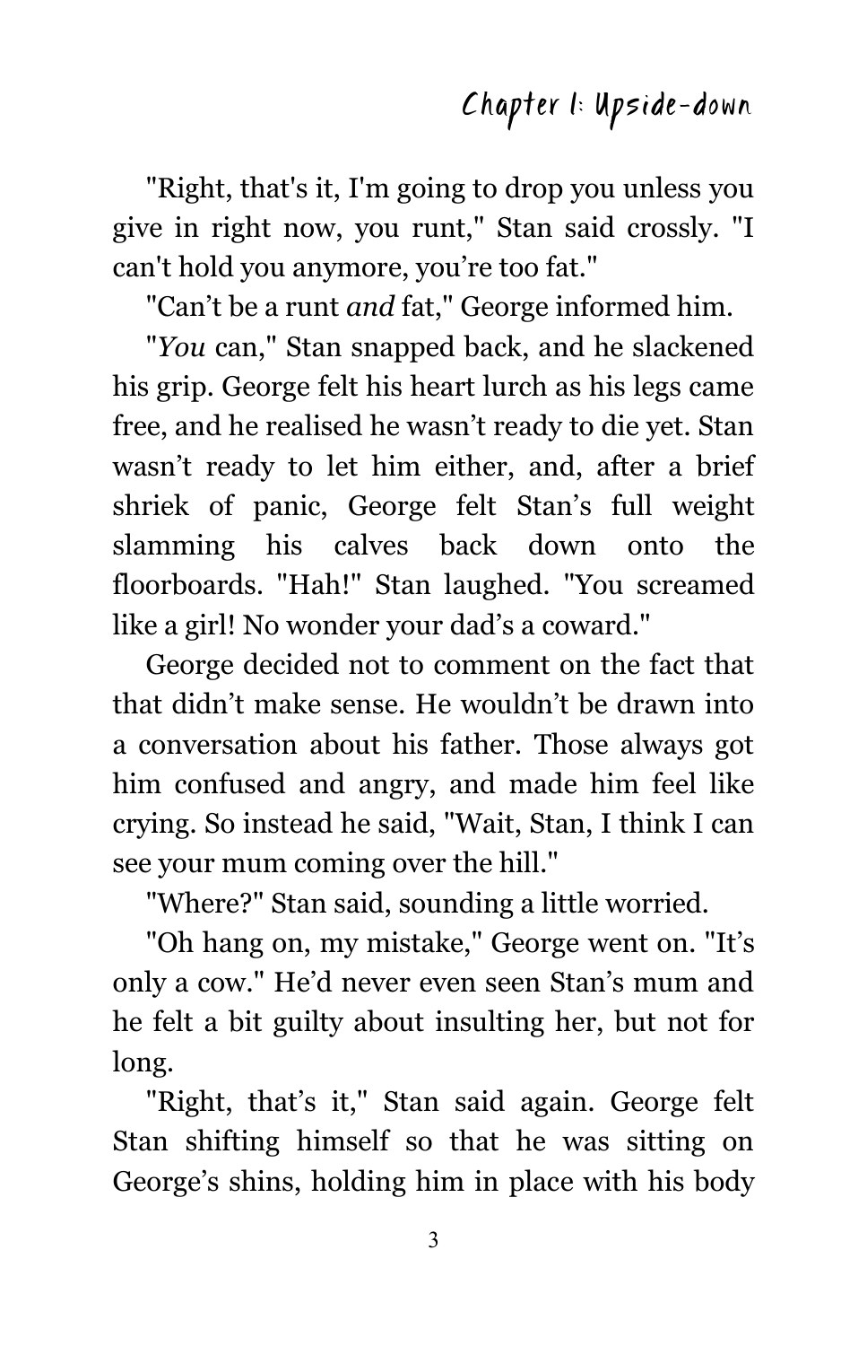# Chapter 1: Upside-down

"Right, that's it, I'm going to drop you unless you give in right now, you runt," Stan said crossly. "I can't hold you anymore, you're too fat."

"Can't be a runt *and* fat," George informed him.

"*You* can," Stan snapped back, and he slackened his grip. George felt his heart lurch as his legs came free, and he realised he wasn't ready to die yet. Stan wasn't ready to let him either, and, after a brief shriek of panic, George felt Stan's full weight slamming his calves back down onto the floorboards. "Hah!" Stan laughed. "You screamed like a girl! No wonder your dad's a coward."

George decided not to comment on the fact that that didn't make sense. He wouldn't be drawn into a conversation about his father. Those always got him confused and angry, and made him feel like crying. So instead he said, "Wait, Stan, I think I can see your mum coming over the hill."

"Where?" Stan said, sounding a little worried.

"Oh hang on, my mistake," George went on. "It's only a cow." He'd never even seen Stan's mum and he felt a bit guilty about insulting her, but not for long.

"Right, that's it," Stan said again. George felt Stan shifting himself so that he was sitting on George's shins, holding him in place with his body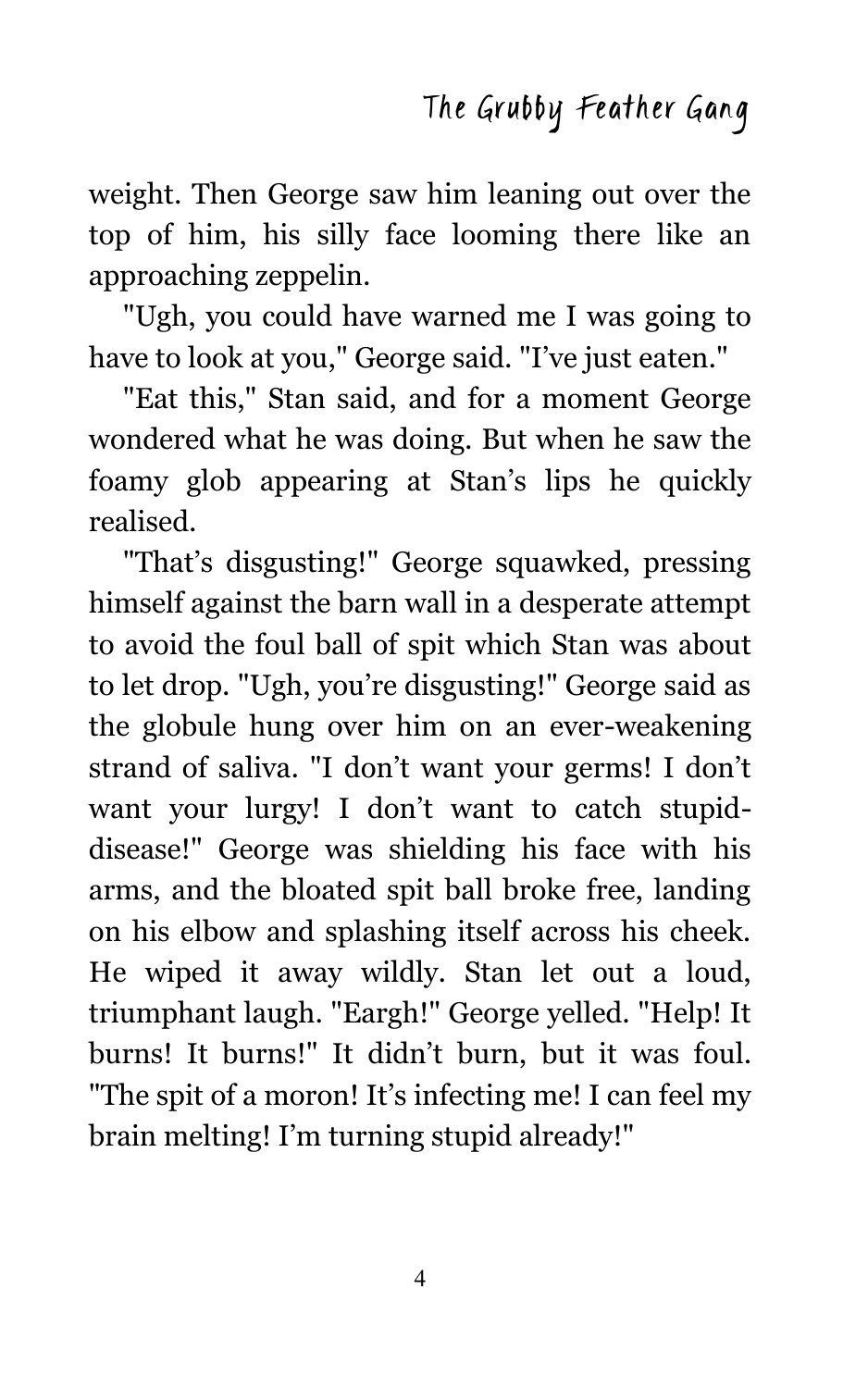weight. Then George saw him leaning out over the top of him, his silly face looming there like an approaching zeppelin.

"Ugh, you could have warned me I was going to have to look at you," George said. "I've just eaten."

"Eat this," Stan said, and for a moment George wondered what he was doing. But when he saw the foamy glob appearing at Stan's lips he quickly realised.

"That's disgusting!" George squawked, pressing himself against the barn wall in a desperate attempt to avoid the foul ball of spit which Stan was about to let drop. "Ugh, you're disgusting!" George said as the globule hung over him on an ever-weakening strand of saliva. "I don't want your germs! I don't want your lurgy! I don't want to catch stupid-disease!" George was shielding his face with his arms, and the bloated spit ball broke free, landing on his elbow and splashing itself across his cheek. He wiped it away wildly. Stan let out a loud, triumphant laugh. "Eargh!" George yelled. "Help! It burns! It burns!" It didn't burn, but it was foul. "The spit of a moron! It's infecting me! I can feel my brain melting! I'm turning stupid already!"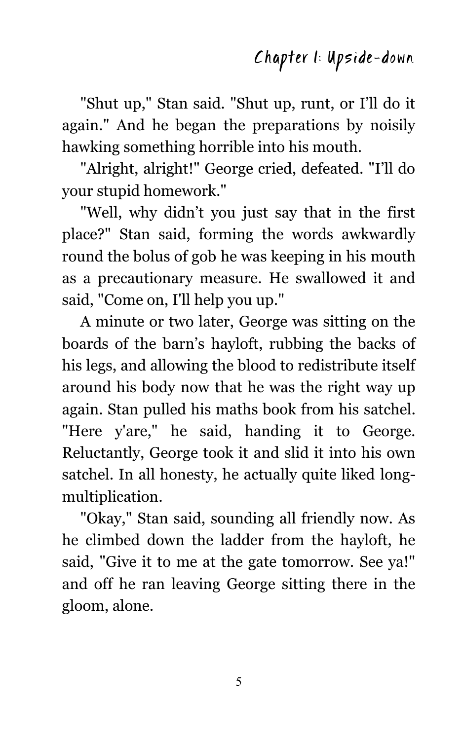"Shut up," Stan said. "Shut up, runt, or I'll do it again." And he began the preparations by noisily hawking something horrible into his mouth.

"Alright, alright!" George cried, defeated. "I'll do your stupid homework."

"Well, why didn't you just say that in the first place?" Stan said, forming the words awkwardly round the bolus of gob he was keeping in his mouth as a precautionary measure. He swallowed it and said, "Come on, I'll help you up."

A minute or two later, George was sitting on the boards of the barn's hayloft, rubbing the backs of his legs, and allowing the blood to redistribute itself around his body now that he was the right way up again. Stan pulled his maths book from his satchel. "Here y'are," he said, handing it to George. Reluctantly, George took it and slid it into his own satchel. In all honesty, he actually quite liked long-multiplication.

"Okay," Stan said, sounding all friendly now. As he climbed down the ladder from the hayloft, he said, "Give it to me at the gate tomorrow. See ya!" and off he ran leaving George sitting there in the gloom, alone.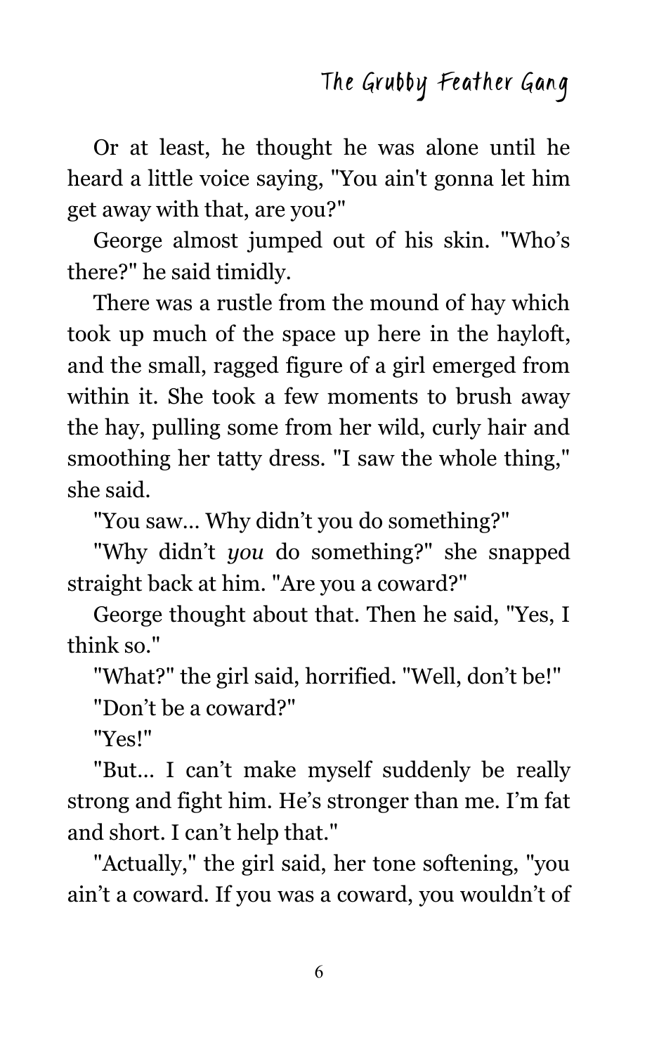Or at least, he thought he was alone until he heard a little voice saying, "You ain't gonna let him get away with that, are you?"

George almost jumped out of his skin. "Who's there?" he said timidly.

There was a rustle from the mound of hay which took up much of the space up here in the hayloft, and the small, ragged figure of a girl emerged from within it. She took a few moments to brush away the hay, pulling some from her wild, curly hair and smoothing her tatty dress. "I saw the whole thing," she said.

"You saw... Why didn't you do something?"

"Why didn't *you* do something?" she snapped straight back at him. "Are you a coward?"

George thought about that. Then he said, "Yes, I think so."

"What?" the girl said, horrified. "Well, don't be!"

"Don't be a coward?"

"Yes!"

"But... I can't make myself suddenly be really strong and fight him. He's stronger than me. I'm fat and short. I can't help that."

"Actually," the girl said, her tone softening, "you ain't a coward. If you was a coward, you wouldn't of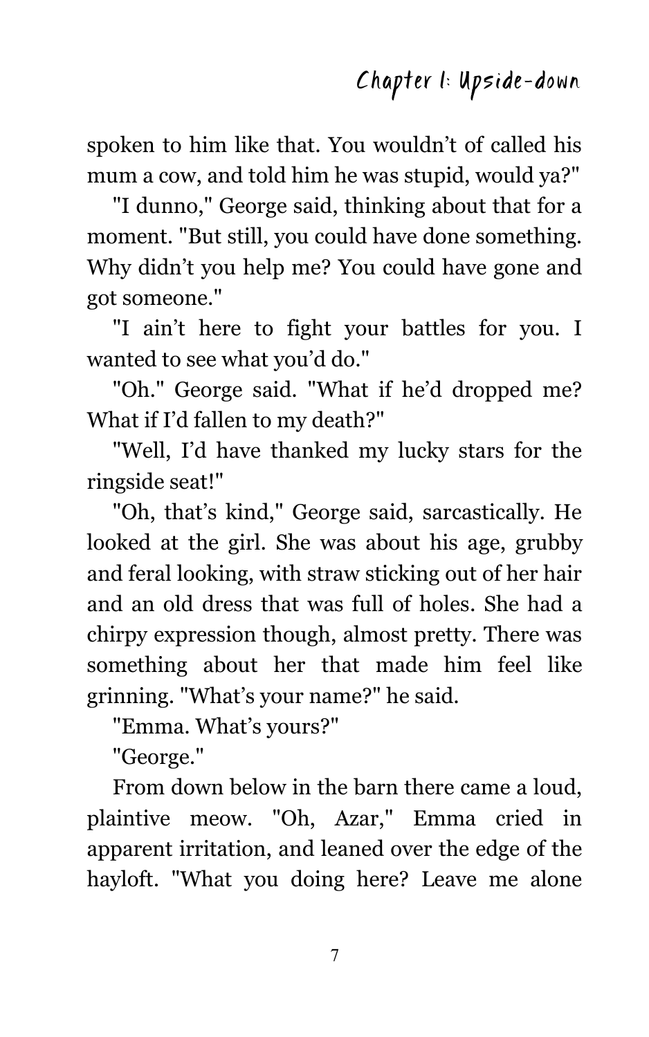spoken to him like that. You wouldn't of called his mum a cow, and told him he was stupid, would ya?"

"I dunno," George said, thinking about that for a moment. "But still, you could have done something. Why didn't you help me? You could have gone and got someone."

"I ain't here to fight your battles for you. I wanted to see what you'd do."

"Oh." George said. "What if he'd dropped me? What if I'd fallen to my death?"

"Well, I'd have thanked my lucky stars for the ringside seat!"

"Oh, that's kind," George said, sarcastically. He looked at the girl. She was about his age, grubby and feral looking, with straw sticking out of her hair and an old dress that was full of holes. She had a chirpy expression though, almost pretty. There was something about her that made him feel like grinning. "What's your name?" he said.

"Emma. What's yours?"

"George."

From down below in the barn there came a loud, plaintive meow. "Oh, Azar," Emma cried in apparent irritation, and leaned over the edge of the hayloft. "What you doing here? Leave me alone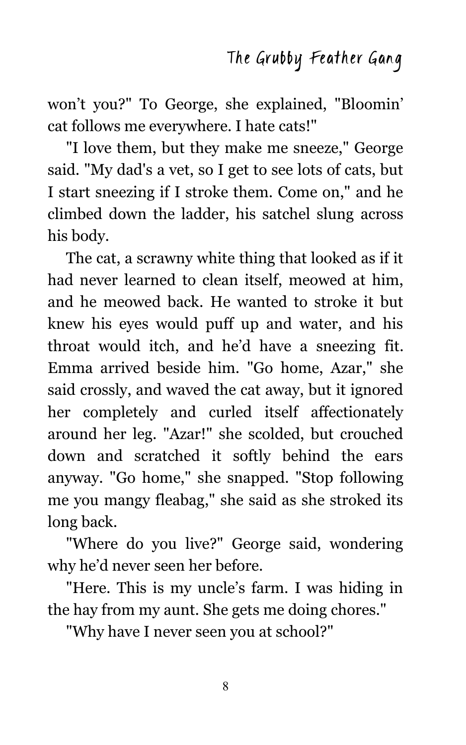won’t you?" To George, she explained, "Bloomin’ cat follows me everywhere. I hate cats!"

"I love them, but they make me sneeze," George said. "My dad's a vet, so I get to see lots of cats, but I start sneezing if I stroke them. Come on," and he climbed down the ladder, his satchel slung across his body.

The cat, a scrawny white thing that looked as if it had never learned to clean itself, meowed at him, and he meowed back. He wanted to stroke it but knew his eyes would puff up and water, and his throat would itch, and he’d have a sneezing fit. Emma arrived beside him. "Go home, Azar," she said crossly, and waved the cat away, but it ignored her completely and curled itself affectionately around her leg. "Azar!" she scolded, but crouched down and scratched it softly behind the ears anyway. "Go home," she snapped. "Stop following me you mangy fleabag," she said as she stroked its long back.

"Where do you live?" George said, wondering why he’d never seen her before.

"Here. This is my uncle’s farm. I was hiding in the hay from my aunt. She gets me doing chores."

"Why have I never seen you at school?"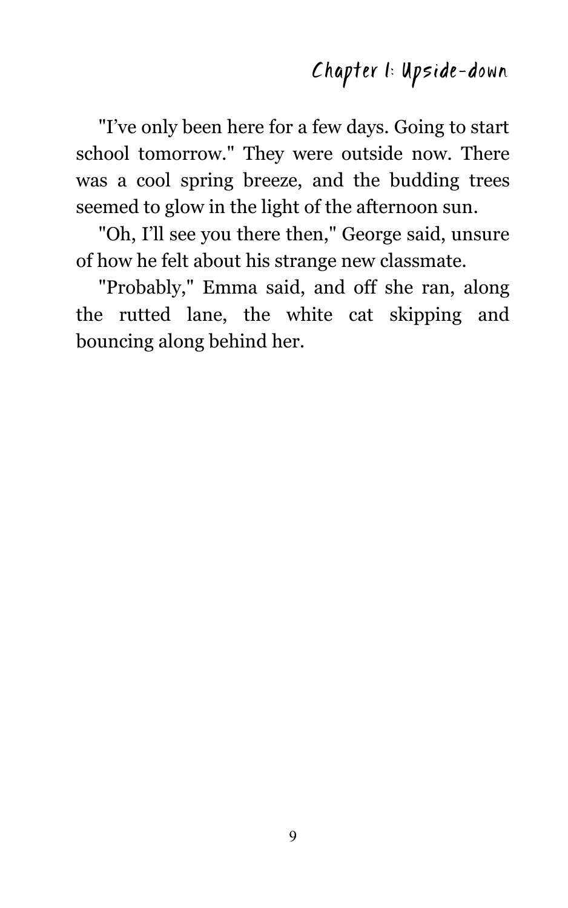"I've only been here for a few days. Going to start school tomorrow." They were outside now. There was a cool spring breeze, and the budding trees seemed to glow in the light of the afternoon sun.

"Oh, I'll see you there then," George said, unsure of how he felt about his strange new classmate.

"Probably," Emma said, and off she ran, along the rutted lane, the white cat skipping and bouncing along behind her.